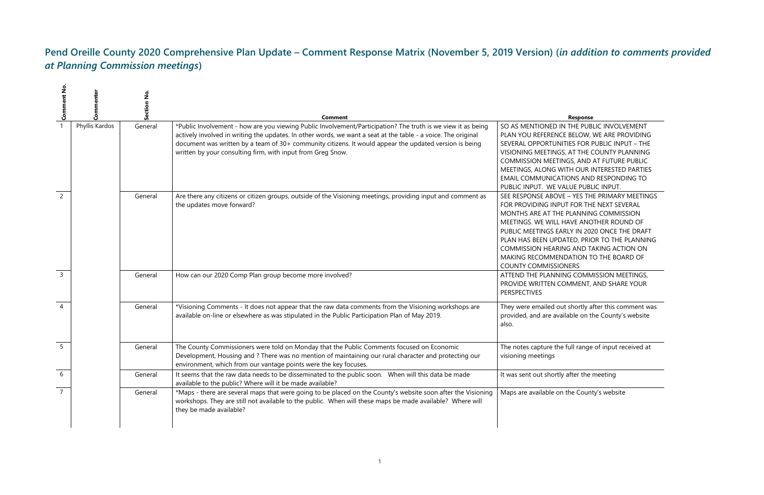## Pend Oreille County 2020 Comprehensive Plan Update – Comment Response Matrix (November 5, 2019 Version) (*in addition to comments provided at Planning Commission meetings*)

| Comment No. | Commenter | Section No. | Comment | Response |
|---|---|---|---|---|
| 1 | Phyllis Kardos | General | *Public Involvement - how are you viewing Public Involvement/Participation? The truth is we view it as being actively involved in writing the updates. In other words, we want a seat at the table - a voice. The original document was written by a team of 30+ community citizens. It would appear the updated version is being written by your consulting firm, with input from Greg Snow. | SO AS MENTIONED IN THE PUBLIC INVOLVEMENT PLAN YOU REFERENCE BELOW, WE ARE PROVIDING SEVERAL OPPORTUNITIES FOR PUBLIC INPUT – THE VISIONING MEETINGS, AT THE COUNTY PLANNING COMMISSION MEETINGS, AND AT FUTURE PUBLIC MEETINGS, ALONG WITH OUR INTERESTED PARTIES EMAIL COMMUNICATIONS AND RESPONDING TO PUBLIC INPUT. WE VALUE PUBLIC INPUT. |
| 2 | | General | Are there any citizens or citizen groups, outside of the Visioning meetings, providing input and comment as the updates move forward? | SEE RESPONSE ABOVE – YES THE PRIMARY MEETINGS FOR PROVIDING INPUT FOR THE NEXT SEVERAL MONTHS ARE AT THE PLANNING COMMISSION MEETINGS. WE WILL HAVE ANOTHER ROUND OF PUBLIC MEETINGS EARLY IN 2020 ONCE THE DRAFT PLAN HAS BEEN UPDATED, PRIOR TO THE PLANNING COMMISSION HEARING AND TAKING ACTION ON MAKING RECOMMENDATION TO THE BOARD OF COUNTY COMMISSIONERS |
| 3 | | General | How can our 2020 Comp Plan group become more involved? | ATTEND THE PLANNING COMMISSION MEETINGS, PROVIDE WRITTEN COMMENT, AND SHARE YOUR PERSPECTIVES |
| 4 | | General | *Visioning Comments - It does not appear that the raw data comments from the Visioning workshops are available on-line or elsewhere as was stipulated in the Public Participation Plan of May 2019. | They were emailed out shortly after this comment was provided, and are available on the County's website also. |
| 5 | | General | The County Commissioners were told on Monday that the Public Comments focused on Economic Development, Housing and ? There was no mention of maintaining our rural character and protecting our environment, which from our vantage points were the key focuses. | The notes capture the full range of input received at visioning meetings |
| 6 | | General | It seems that the raw data needs to be disseminated to the public soon. When will this data be made available to the public? Where will it be made available? | It was sent out shortly after the meeting |
| 7 | | General | *Maps - there are several maps that were going to be placed on the County's website soon after the Visioning workshops. They are still not available to the public. When will these maps be made available? Where will they be made available? | Maps are available on the County's website |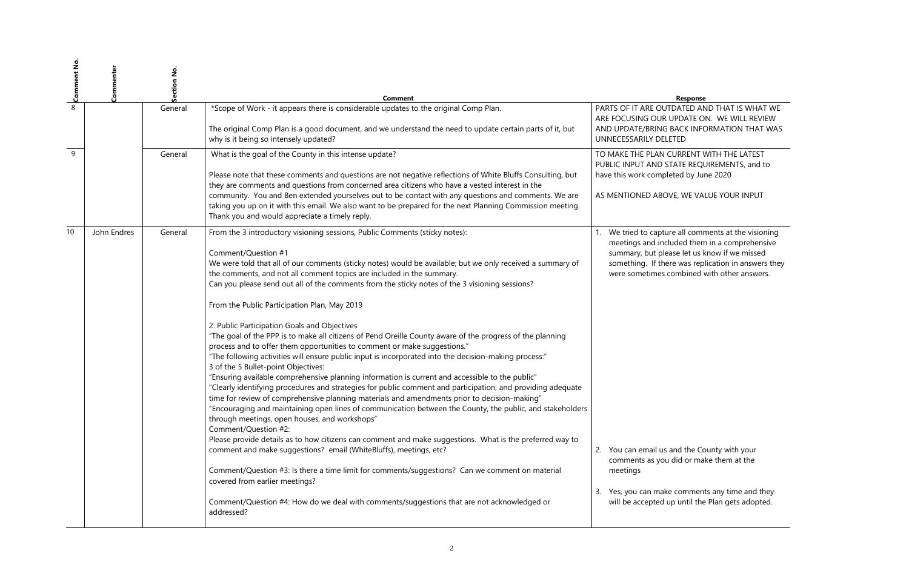| Comment No. | Commenter | Section No. | Comment | Response |
|---|---|---|---|---|
| 8 | | General | *Scope of Work - it appears there is considerable updates to the original Comp Plan.<br><br>The original Comp Plan is a good document, and we understand the need to update certain parts of it, but why is it being so intensely updated? | PARTS OF IT ARE OUTDATED AND THAT IS WHAT WE ARE FOCUSING OUR UPDATE ON. WE WILL REVIEW AND UPDATE/BRING BACK INFORMATION THAT WAS UNNECESSARILY DELETED |
| 9 | | General | What is the goal of the County in this intense update?<br><br>Please note that these comments and questions are not negative reflections of White Bluffs Consulting, but they are comments and questions from concerned area citizens who have a vested interest in the community. You and Ben extended yourselves out to be contact with any questions and comments. We are taking you up on it with this email. We also want to be prepared for the next Planning Commission meeting. Thank you and would appreciate a timely reply, | TO MAKE THE PLAN CURRENT WITH THE LATEST PUBLIC INPUT AND STATE REQUIREMENTS, and to have this work completed by June 2020<br><br>AS MENTIONED ABOVE, WE VALUE YOUR INPUT |
| 10 | John Endres | General | From the 3 introductory visioning sessions, Public Comments (sticky notes):<br><br>Comment/Question #1<br>We were told that all of our comments (sticky notes) would be available; but we only received a summary of the comments, and not all comment topics are included in the summary.<br>Can you please send out all of the comments from the sticky notes of the 3 visioning sessions?<br><br>From the Public Participation Plan, May 2019<br><br>2. Public Participation Goals and Objectives<br>"The goal of the PPP is to make all citizens of Pend Oreille County aware of the progress of the planning process and to offer them opportunities to comment or make suggestions."<br>"The following activities will ensure public input is incorporated into the decision-making process:"<br>3 of the 5 Bullet-point Objectives:<br>"Ensuring available comprehensive planning information is current and accessible to the public"<br>"Clearly identifying procedures and strategies for public comment and participation, and providing adequate time for review of comprehensive planning materials and amendments prior to decision-making"<br>"Encouraging and maintaining open lines of communication between the County, the public, and stakeholders through meetings, open houses, and workshops"<br>Comment/Question #2:<br>Please provide details as to how citizens can comment and make suggestions. What is the preferred way to comment and make suggestions? email (WhiteBluffs), meetings, etc?<br><br>Comment/Question #3: Is there a time limit for comments/suggestions? Can we comment on material covered from earlier meetings?<br><br>Comment/Question #4: How do we deal with comments/suggestions that are not acknowledged or addressed? | 1. We tried to capture all comments at the visioning meetings and included them in a comprehensive summary, but please let us know if we missed something. If there was replication in answers they were sometimes combined with other answers.<br><br>2. You can email us and the County with your comments as you did or make them at the meetings<br><br>3. Yes, you can make comments any time and they will be accepted up until the Plan gets adopted. |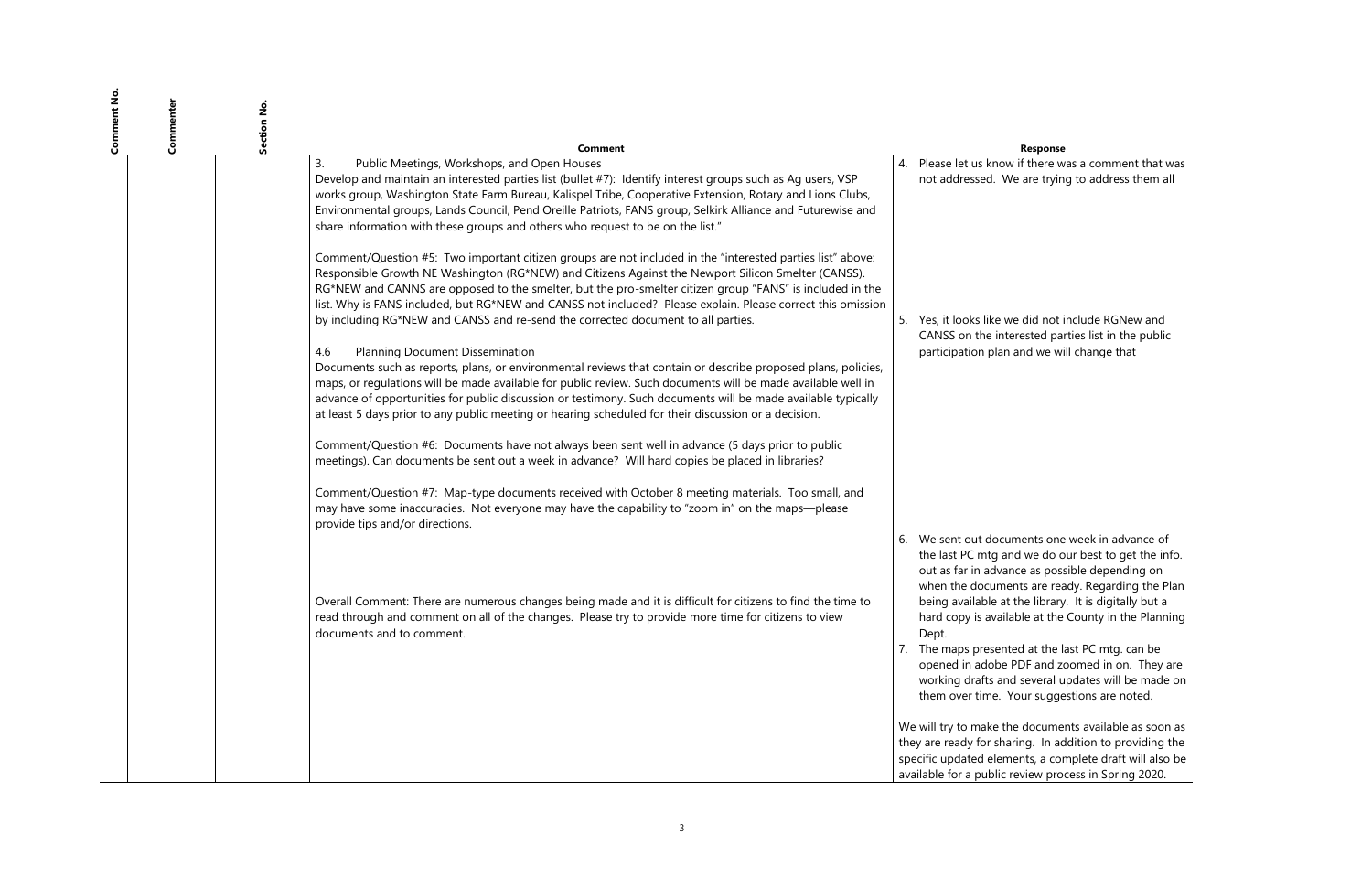| Comment No. | Commenter | Section No. | Comment | Response |
|---|---|---|---|---|
| | | | 3. Public Meetings, Workshops, and Open Houses<br>Develop and maintain an interested parties list (bullet #7): Identify interest groups such as Ag users, VSP works group, Washington State Farm Bureau, Kalispel Tribe, Cooperative Extension, Rotary and Lions Clubs, Environmental groups, Lands Council, Pend Oreille Patriots, FANS group, Selkirk Alliance and Futurewise and share information with these groups and others who request to be on the list."<br><br>Comment/Question #5: Two important citizen groups are not included in the "interested parties list" above: Responsible Growth NE Washington (RG*NEW) and Citizens Against the Newport Silicon Smelter (CANSS). RG*NEW and CANNS are opposed to the smelter, but the pro-smelter citizen group "FANS" is included in the list. Why is FANS included, but RG*NEW and CANSS not included? Please explain. Please correct this omission by including RG*NEW and CANSS and re-send the corrected document to all parties.<br><br>4.6 Planning Document Dissemination<br>Documents such as reports, plans, or environmental reviews that contain or describe proposed plans, policies, maps, or regulations will be made available for public review. Such documents will be made available well in advance of opportunities for public discussion or testimony. Such documents will be made available typically at least 5 days prior to any public meeting or hearing scheduled for their discussion or a decision.<br><br>Comment/Question #6: Documents have not always been sent well in advance (5 days prior to public meetings). Can documents be sent out a week in advance? Will hard copies be placed in libraries?<br><br>Comment/Question #7: Map-type documents received with October 8 meeting materials. Too small, and may have some inaccuracies. Not everyone may have the capability to "zoom in" on the maps—please provide tips and/or directions.<br><br>Overall Comment: There are numerous changes being made and it is difficult for citizens to find the time to read through and comment on all of the changes. Please try to provide more time for citizens to view documents and to comment. | 4. Please let us know if there was a comment that was not addressed. We are trying to address them all<br><br>5. Yes, it looks like we did not include RGNew and CANSS on the interested parties list in the public participation plan and we will change that<br><br>6. We sent out documents one week in advance of the last PC mtg and we do our best to get the info. out as far in advance as possible depending on when the documents are ready. Regarding the Plan being available at the library. It is digitally but a hard copy is available at the County in the Planning Dept.<br><br>7. The maps presented at the last PC mtg. can be opened in adobe PDF and zoomed in on. They are working drafts and several updates will be made on them over time. Your suggestions are noted.<br><br>We will try to make the documents available as soon as they are ready for sharing. In addition to providing the specific updated elements, a complete draft will also be available for a public review process in Spring 2020. |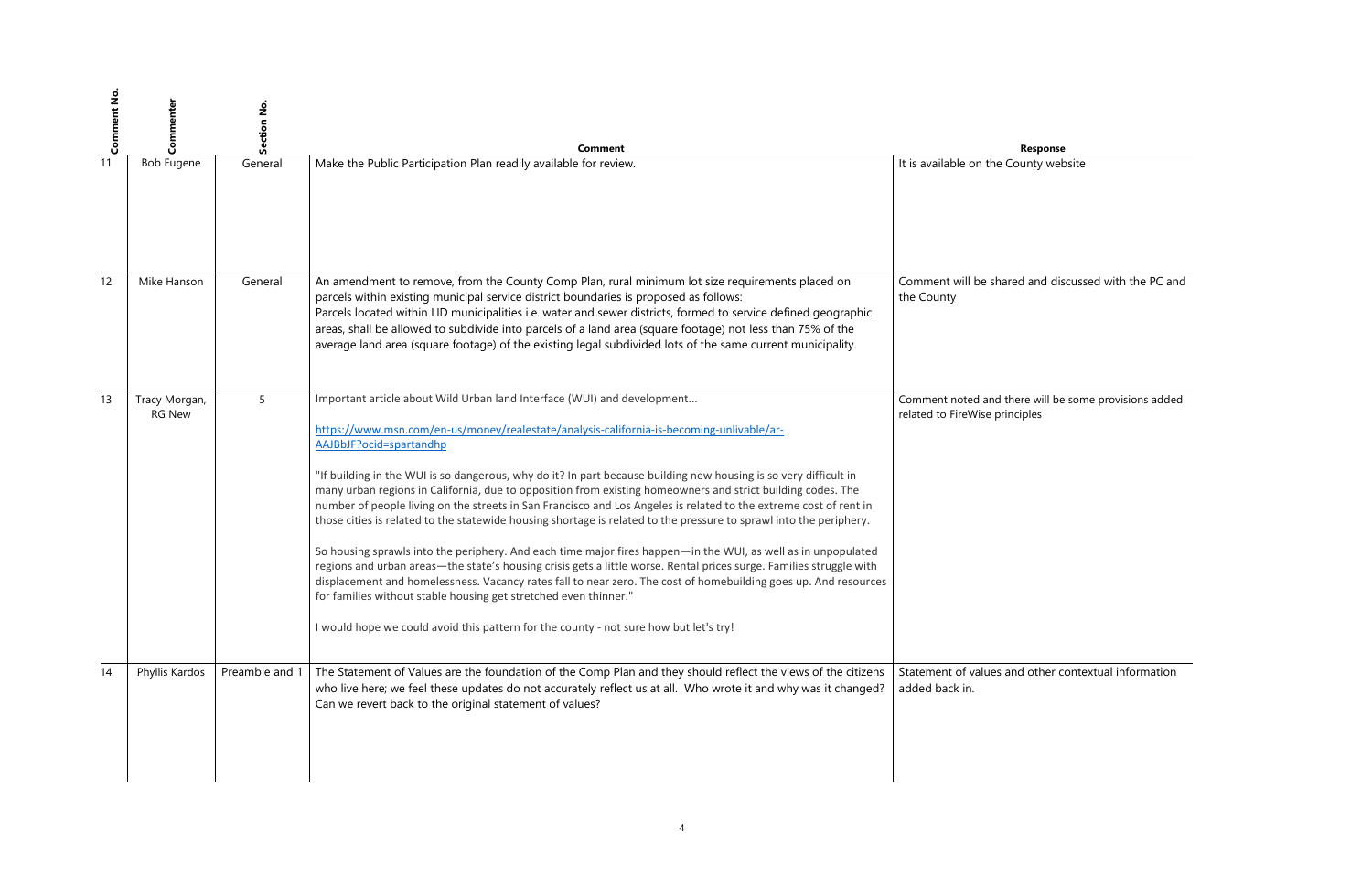| Comment No. | Commenter | Section No. | Comment | Response |
|---|---|---|---|---|
| 11 | Bob Eugene | General | Make the Public Participation Plan readily available for review. | It is available on the County website |
| 12 | Mike Hanson | General | An amendment to remove, from the County Comp Plan, rural minimum lot size requirements placed on parcels within existing municipal service district boundaries is proposed as follows:<br>Parcels located within LID municipalities i.e. water and sewer districts, formed to service defined geographic areas, shall be allowed to subdivide into parcels of a land area (square footage) not less than 75% of the average land area (square footage) of the existing legal subdivided lots of the same current municipality. | Comment will be shared and discussed with the PC and the County |
| 13 | Tracy Morgan, RG New | 5 | Important article about Wild Urban land Interface (WUI) and development...<br><br>https://www.msn.com/en-us/money/realestate/analysis-california-is-becoming-unlivable/ar-AAJBbJF?ocid=spartandhp<br><br>"If building in the WUI is so dangerous, why do it? In part because building new housing is so very difficult in many urban regions in California, due to opposition from existing homeowners and strict building codes. The number of people living on the streets in San Francisco and Los Angeles is related to the extreme cost of rent in those cities is related to the statewide housing shortage is related to the pressure to sprawl into the periphery.<br><br>So housing sprawls into the periphery. And each time major fires happen—in the WUI, as well as in unpopulated regions and urban areas—the state's housing crisis gets a little worse. Rental prices surge. Families struggle with displacement and homelessness. Vacancy rates fall to near zero. The cost of homebuilding goes up. And resources for families without stable housing get stretched even thinner."<br><br>I would hope we could avoid this pattern for the county - not sure how but let's try! | Comment noted and there will be some provisions added related to FireWise principles |
| 14 | Phyllis Kardos | Preamble and 1 | The Statement of Values are the foundation of the Comp Plan and they should reflect the views of the citizens who live here; we feel these updates do not accurately reflect us at all. Who wrote it and why was it changed? Can we revert back to the original statement of values? | Statement of values and other contextual information added back in. |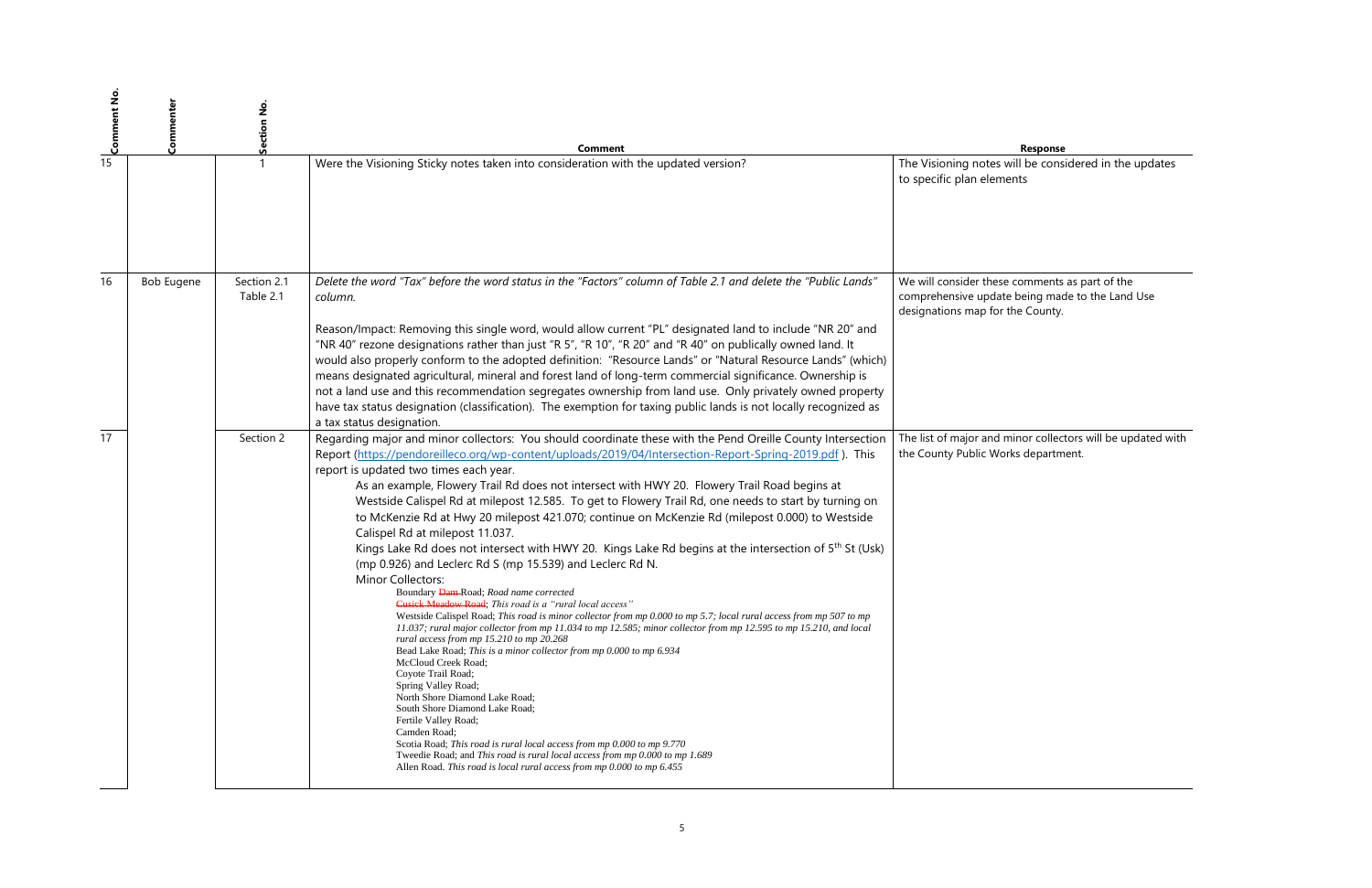| Comment No. | Commenter | Section No. | Comment | Response |
|---|---|---|---|---|
| 15 | | 1 | Were the Visioning Sticky notes taken into consideration with the updated version? | The Visioning notes will be considered in the updates to specific plan elements |
| 16 | Bob Eugene | Section 2.1 Table 2.1 | *Delete the word "Tax" before the word status in the "Factors" column of Table 2.1 and delete the "Public Lands" column.*<br><br>Reason/Impact: Removing this single word, would allow current "PL" designated land to include "NR 20" and "NR 40" rezone designations rather than just "R 5", "R 10", "R 20" and "R 40" on publically owned land. It would also properly conform to the adopted definition: "Resource Lands" or "Natural Resource Lands" (which) means designated agricultural, mineral and forest land of long-term commercial significance. Ownership is not a land use and this recommendation segregates ownership from land use. Only privately owned property have tax status designation (classification). The exemption for taxing public lands is not locally recognized as a tax status designation. | We will consider these comments as part of the comprehensive update being made to the Land Use designations map for the County. |
| 17 | | Section 2 | Regarding major and minor collectors: You should coordinate these with the Pend Oreille County Intersection Report (https://pendoreilleco.org/wp-content/uploads/2019/04/Intersection-Report-Spring-2019.pdf ). This report is updated two times each year.<br>As an example, Flowery Trail Rd does not intersect with HWY 20. Flowery Trail Road begins at Westside Calispel Rd at milepost 12.585. To get to Flowery Trail Rd, one needs to start by turning on to McKenzie Rd at Hwy 20 milepost 421.070; continue on McKenzie Rd (milepost 0.000) to Westside Calispel Rd at milepost 11.037.<br>Kings Lake Rd does not intersect with HWY 20. Kings Lake Rd begins at the intersection of 5th St (Usk) (mp 0.926) and Leclerc Rd S (mp 15.539) and Leclerc Rd N.<br>Minor Collectors:<br>Boundary ~~Dam~~ Road; *Road name corrected*<br>~~Cusick Meadow Road~~; *This road is a "rural local access"*<br>Westside Calispel Road; *This road is minor collector from mp 0.000 to mp 5.7; local rural access from mp 507 to mp 11.037; rural major collector from mp 11.034 to mp 12.585; minor collector from mp 12.595 to mp 15.210, and local rural access from mp 15.210 to mp 20.268*<br>Bead Lake Road; *This is a minor collector from mp 0.000 to mp 6.934*<br>McCloud Creek Road;<br>Coyote Trail Road;<br>Spring Valley Road;<br>North Shore Diamond Lake Road;<br>South Shore Diamond Lake Road;<br>Fertile Valley Road;<br>Camden Road;<br>Scotia Road; *This road is rural local access from mp 0.000 to mp 9.770*<br>Tweedie Road; and *This road is rural local access from mp 0.000 to mp 1.689*<br>Allen Road. *This road is local rural access from mp 0.000 to mp 6.455* | The list of major and minor collectors will be updated with the County Public Works department. |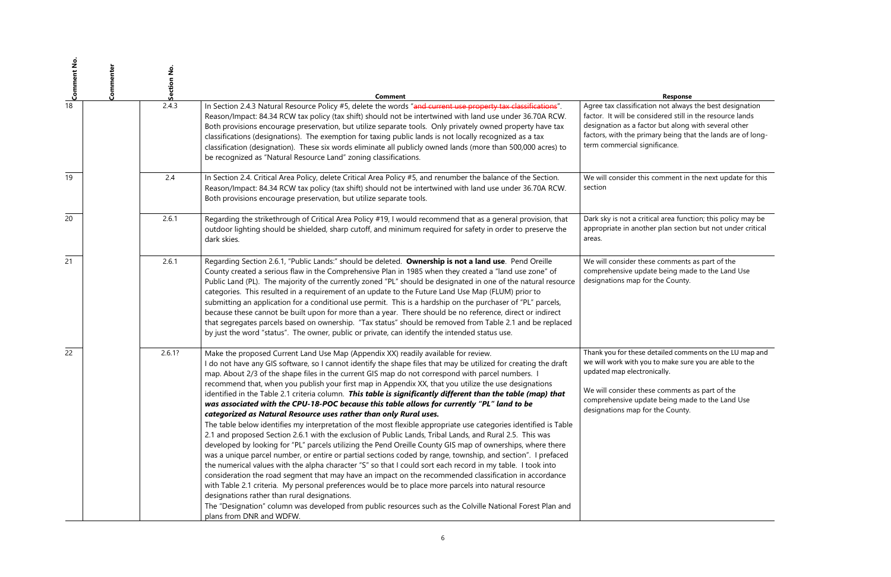| Comment No. | Commenter | Section No. | Comment | Response |
|---|---|---|---|---|
| 18 | | 2.4.3 | In Section 2.4.3 Natural Resource Policy #5, delete the words "~~and current use property tax classifications~~". Reason/Impact: 84.34 RCW tax policy (tax shift) should not be intertwined with land use under 36.70A RCW. Both provisions encourage preservation, but utilize separate tools. Only privately owned property have tax classifications (designations). The exemption for taxing public lands is not locally recognized as a tax classification (designation). These six words eliminate all publicly owned lands (more than 500,000 acres) to be recognized as "Natural Resource Land" zoning classifications. | Agree tax classification not always the best designation factor. It will be considered still in the resource lands designation as a factor but along with several other factors, with the primary being that the lands are of long-term commercial significance. |
| 19 | | 2.4 | In Section 2.4. Critical Area Policy, delete Critical Area Policy #5, and renumber the balance of the Section. Reason/Impact: 84.34 RCW tax policy (tax shift) should not be intertwined with land use under 36.70A RCW. Both provisions encourage preservation, but utilize separate tools. | We will consider this comment in the next update for this section |
| 20 | | 2.6.1 | Regarding the strikethrough of Critical Area Policy #19, I would recommend that as a general provision, that outdoor lighting should be shielded, sharp cutoff, and minimum required for safety in order to preserve the dark skies. | Dark sky is not a critical area function; this policy may be appropriate in another plan section but not under critical areas. |
| 21 | | 2.6.1 | Regarding Section 2.6.1, "Public Lands:" should be deleted. **Ownership is not a land use**. Pend Oreille County created a serious flaw in the Comprehensive Plan in 1985 when they created a "land use zone" of Public Land (PL). The majority of the currently zoned "PL" should be designated in one of the natural resource categories. This resulted in a requirement of an update to the Future Land Use Map (FLUM) prior to submitting an application for a conditional use permit. This is a hardship on the purchaser of "PL" parcels, because these cannot be built upon for more than a year. There should be no reference, direct or indirect that segregates parcels based on ownership. "Tax status" should be removed from Table 2.1 and be replaced by just the word "status". The owner, public or private, can identify the intended status use. | We will consider these comments as part of the comprehensive update being made to the Land Use designations map for the County. |
| 22 | | 2.6.1? | Make the proposed Current Land Use Map (Appendix XX) readily available for review.<br>I do not have any GIS software, so I cannot identify the shape files that may be utilized for creating the draft map. About 2/3 of the shape files in the current GIS map do not correspond with parcel numbers. I recommend that, when you publish your first map in Appendix XX, that you utilize the use designations identified in the Table 2.1 criteria column. ***This table is significantly different than the table (map) that was associated with the CPU-18-POC because this table allows for currently "PL" land to be categorized as Natural Resource uses rather than only Rural uses.***<br>The table below identifies my interpretation of the most flexible appropriate use categories identified is Table 2.1 and proposed Section 2.6.1 with the exclusion of Public Lands, Tribal Lands, and Rural 2.5. This was developed by looking for "PL" parcels utilizing the Pend Oreille County GIS map of ownerships, where there was a unique parcel number, or entire or partial sections coded by range, township, and section". I prefaced the numerical values with the alpha character "S" so that I could sort each record in my table. I took into consideration the road segment that may have an impact on the recommended classification in accordance with Table 2.1 criteria. My personal preferences would be to place more parcels into natural resource designations rather than rural designations.<br>The "Designation" column was developed from public resources such as the Colville National Forest Plan and plans from DNR and WDFW. | Thank you for these detailed comments on the LU map and we will work with you to make sure you are able to the updated map electronically.<br><br>We will consider these comments as part of the comprehensive update being made to the Land Use designations map for the County. |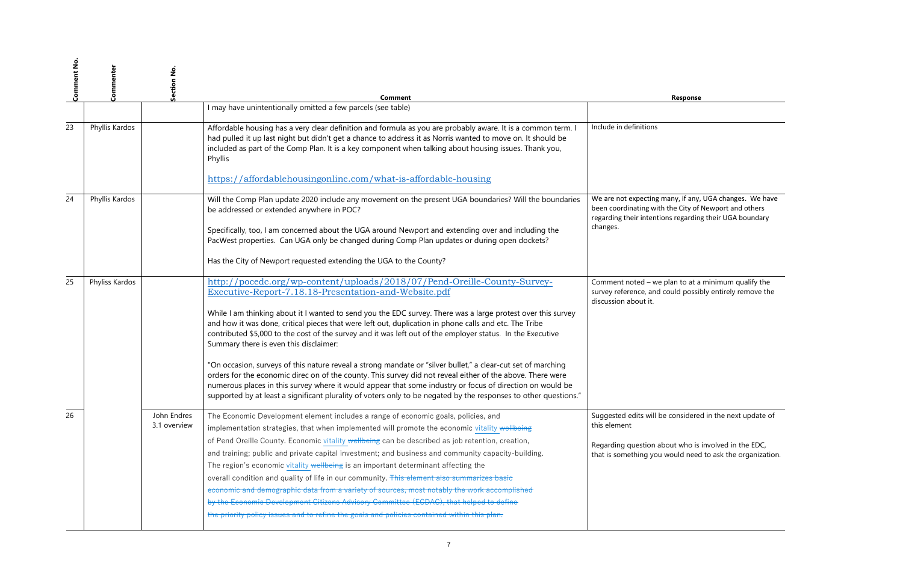| Comment No. | Commenter | Section No. | Comment | Response |
|---|---|---|---|---|
| | | | I may have unintentionally omitted a few parcels (see table) | |
| 23 | Phyllis Kardos | | Affordable housing has a very clear definition and formula as you are probably aware. It is a common term. I had pulled it up last night but didn't get a chance to address it as Norris wanted to move on. It should be included as part of the Comp Plan. It is a key component when talking about housing issues. Thank you, Phyllis<br><br>https://affordablehousingonline.com/what-is-affordable-housing | Include in definitions |
| 24 | Phyllis Kardos | | Will the Comp Plan update 2020 include any movement on the present UGA boundaries? Will the boundaries be addressed or extended anywhere in POC?<br><br>Specifically, too, I am concerned about the UGA around Newport and extending over and including the PacWest properties. Can UGA only be changed during Comp Plan updates or during open dockets?<br><br>Has the City of Newport requested extending the UGA to the County? | We are not expecting many, if any, UGA changes. We have been coordinating with the City of Newport and others regarding their intentions regarding their UGA boundary changes. |
| 25 | Phyliss Kardos | | http://pocedc.org/wp-content/uploads/2018/07/Pend-Oreille-County-Survey-Executive-Report-7.18.18-Presentation-and-Website.pdf<br><br>While I am thinking about it I wanted to send you the EDC survey. There was a large protest over this survey and how it was done, critical pieces that were left out, duplication in phone calls and etc. The Tribe contributed $5,000 to the cost of the survey and it was left out of the employer status. In the Executive Summary there is even this disclaimer:<br><br>"On occasion, surveys of this nature reveal a strong mandate or "silver bullet," a clear-cut set of marching orders for the economic direc on of the county. This survey did not reveal either of the above. There were numerous places in this survey where it would appear that some industry or focus of direction on would be supported by at least a significant plurality of voters only to be negated by the responses to other questions." | Comment noted – we plan to at a minimum qualify the survey reference, and could possibly entirely remove the discussion about it. |
| 26 | | John Endres 3.1 overview | The Economic Development element includes a range of economic goals, policies, and implementation strategies, that when implemented will promote the economic vitality ~~wellbeing~~ of Pend Oreille County. Economic vitality ~~wellbeing~~ can be described as job retention, creation, and training; public and private capital investment; and business and community capacity-building. The region's economic vitality ~~wellbeing~~ is an important determinant affecting the overall condition and quality of life in our community. ~~This element also summarizes basic economic and demographic data from a variety of sources, most notably the work accomplished by the Economic Development Citizens Advisory Committee (ECDAC), that helped to define the priority policy issues and to refine the goals and policies contained within this plan.~~ | Suggested edits will be considered in the next update of this element<br><br>Regarding question about who is involved in the EDC, that is something you would need to ask the organization. |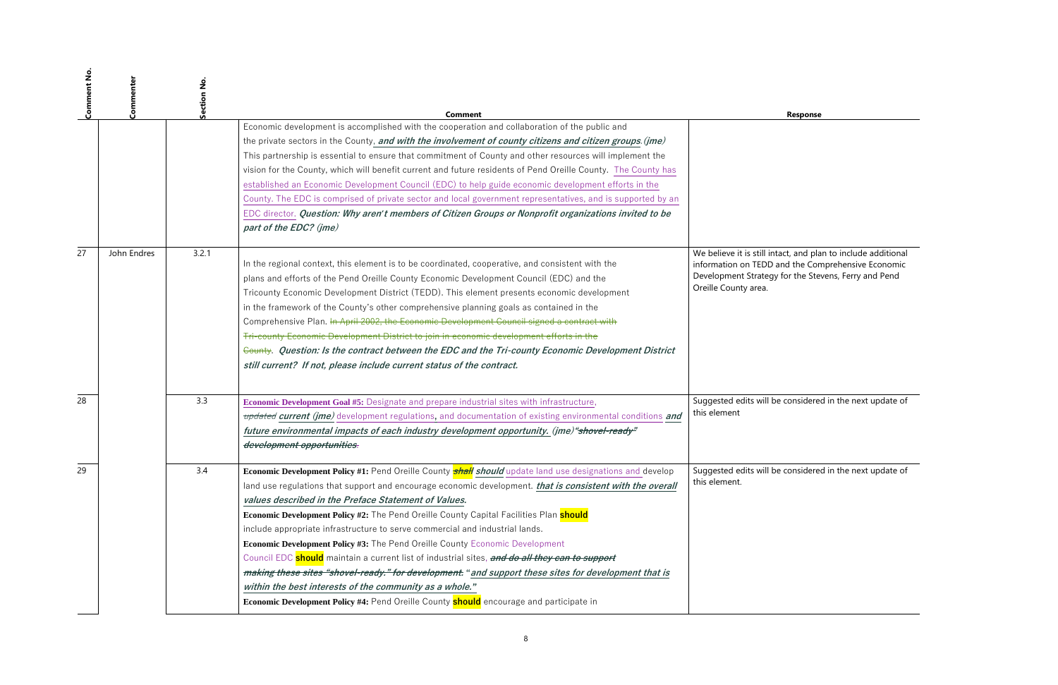| Comment No. | Commenter | Section No. | Comment | Response |
|---|---|---|---|---|
| | | | Economic development is accomplished with the cooperation and collaboration of the public and the private sectors in the County, ***and with the involvement of county citizens and citizen groups***. ***(jme)*** This partnership is essential to ensure that commitment of County and other resources will implement the vision for the County, which will benefit current and future residents of Pend Oreille County. The County has established an Economic Development Council (EDC) to help guide economic development efforts in the County. The EDC is comprised of private sector and local government representatives, and is supported by an EDC director. ***Question: Why aren't members of Citizen Groups or Nonprofit organizations invited to be part of the EDC? (jme)*** | |
| 27 | John Endres | 3.2.1 | In the regional context, this element is to be coordinated, cooperative, and consistent with the plans and efforts of the Pend Oreille County Economic Development Council (EDC) and the Tricounty Economic Development District (TEDD). This element presents economic development in the framework of the County's other comprehensive planning goals as contained in the Comprehensive Plan. ~~In April 2002, the Economic Development Council signed a contract with Tri-county Economic Development District to join in economic development efforts in the County.~~ ***Question: Is the contract between the EDC and the Tri-county Economic Development District still current? If not, please include current status of the contract.*** | We believe it is still intact, and plan to include additional information on TEDD and the Comprehensive Economic Development Strategy for the Stevens, Ferry and Pend Oreille County area. |
| 28 | | 3.3 | **Economic Development Goal #5:** Designate and prepare industrial sites with infrastructure, ~~updated~~ ***current (jme)*** development regulations, and documentation of existing environmental conditions ***and future environmental impacts of each industry development opportunity. (jme)*** ~~"shovel-ready" development opportunities.~~ | Suggested edits will be considered in the next update of this element |
| 29 | | 3.4 | **Economic Development Policy #1:** Pend Oreille County ~~***shall***~~ ***should*** update land use designations and develop land use regulations that support and encourage economic development. ***that is consistent with the overall values described in the Preface Statement of Values.***<br>**Economic Development Policy #2:** The Pend Oreille County Capital Facilities Plan **should** include appropriate infrastructure to serve commercial and industrial lands.<br>**Economic Development Policy #3:** The Pend Oreille County Economic Development Council EDC **should** maintain a current list of industrial sites, ~~***and do all they can to support making these sites "shovel-ready." for development.***~~ "***and support these sites for development that is within the best interests of the community as a whole.***"<br>**Economic Development Policy #4:** Pend Oreille County **should** encourage and participate in | Suggested edits will be considered in the next update of this element. |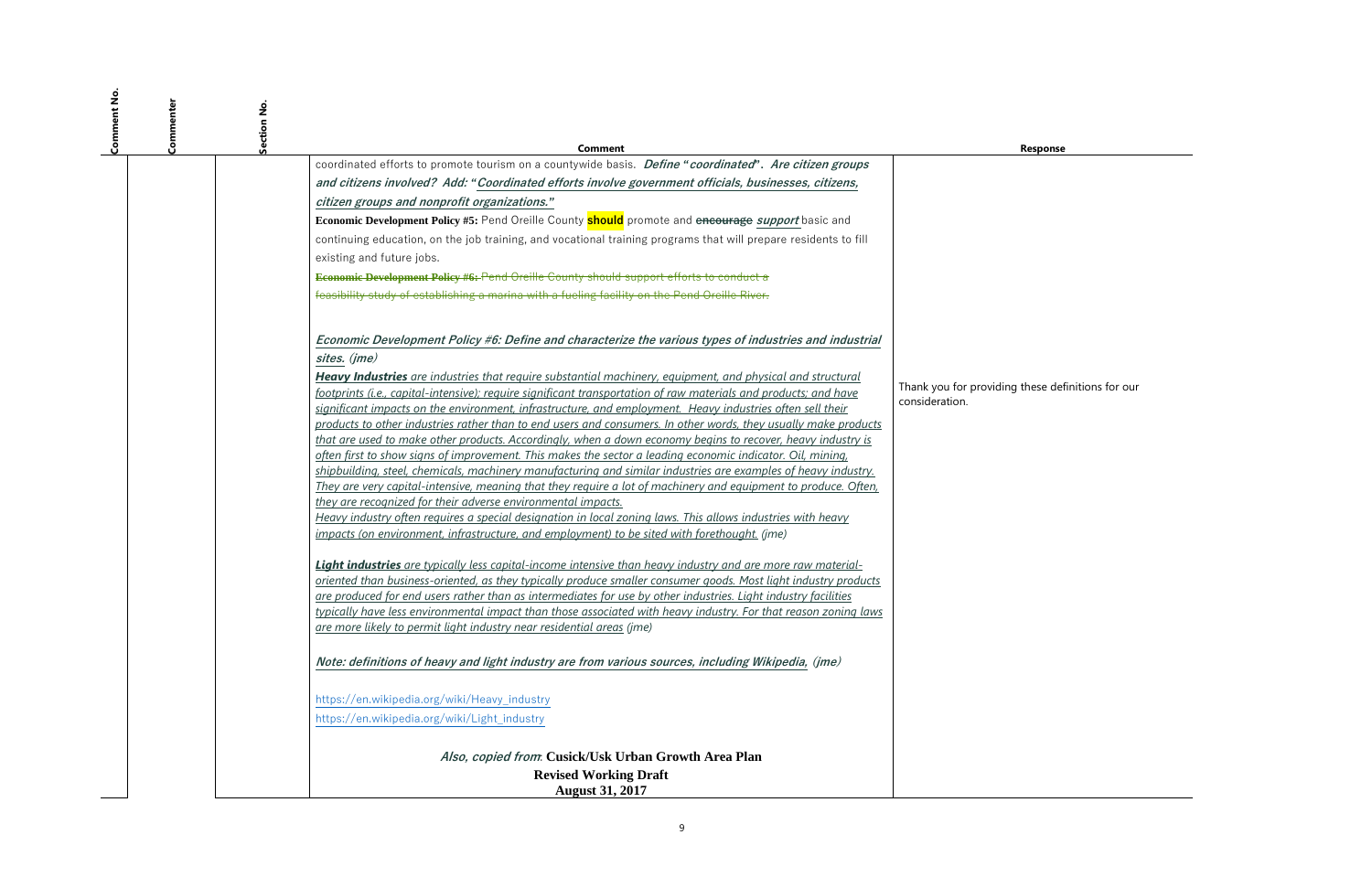| Comment No. | Commenter | Section No. | Comment | Response |
|---|---|---|---|---|
| | | | coordinated efforts to promote tourism on a countywide basis. ***Define "coordinated". Are citizen groups and citizens involved? Add: "Coordinated efforts involve government officials, businesses, citizens, citizen groups and nonprofit organizations."***<br><br>**Economic Development Policy #5:** Pend Oreille County **should** promote and ~~encourage~~ ***support*** basic and continuing education, on the job training, and vocational training programs that will prepare residents to fill existing and future jobs.<br><br>~~**Economic Development Policy #6:** Pend Oreille County should support efforts to conduct a feasibility study of establishing a marina with a fueling facility on the Pend Oreille River.~~<br><br>***Economic Development Policy #6: Define and characterize the various types of industries and industrial sites.*** *(jme)*<br><br>***Heavy Industries*** *are industries that require substantial machinery, equipment, and physical and structural footprints (i.e., capital-intensive); require significant transportation of raw materials and products; and have significant impacts on the environment, infrastructure, and employment. Heavy industries often sell their products to other industries rather than to end users and consumers. In other words, they usually make products that are used to make other products. Accordingly, when a down economy begins to recover, heavy industry is often first to show signs of improvement. This makes the sector a leading economic indicator. Oil, mining, shipbuilding, steel, chemicals, machinery manufacturing and similar industries are examples of heavy industry. They are very capital-intensive, meaning that they require a lot of machinery and equipment to produce. Often, they are recognized for their adverse environmental impacts.*<br>*Heavy industry often requires a special designation in local zoning laws. This allows industries with heavy impacts (on environment, infrastructure, and employment) to be sited with forethought. (jme)*<br><br>***Light industries*** *are typically less capital-income intensive than heavy industry and are more raw material-oriented than business-oriented, as they typically produce smaller consumer goods. Most light industry products are produced for end users rather than as intermediates for use by other industries. Light industry facilities typically have less environmental impact than those associated with heavy industry. For that reason zoning laws are more likely to permit light industry near residential areas (jme)*<br><br>***Note: definitions of heavy and light industry are from various sources, including Wikipedia,*** *(jme)*<br><br>https://en.wikipedia.org/wiki/Heavy_industry<br>https://en.wikipedia.org/wiki/Light_industry<br><br>*Also, copied from*: **Cusick/Usk Urban Growth Area Plan**<br>**Revised Working Draft**<br>**August 31, 2017** | Thank you for providing these definitions for our consideration. |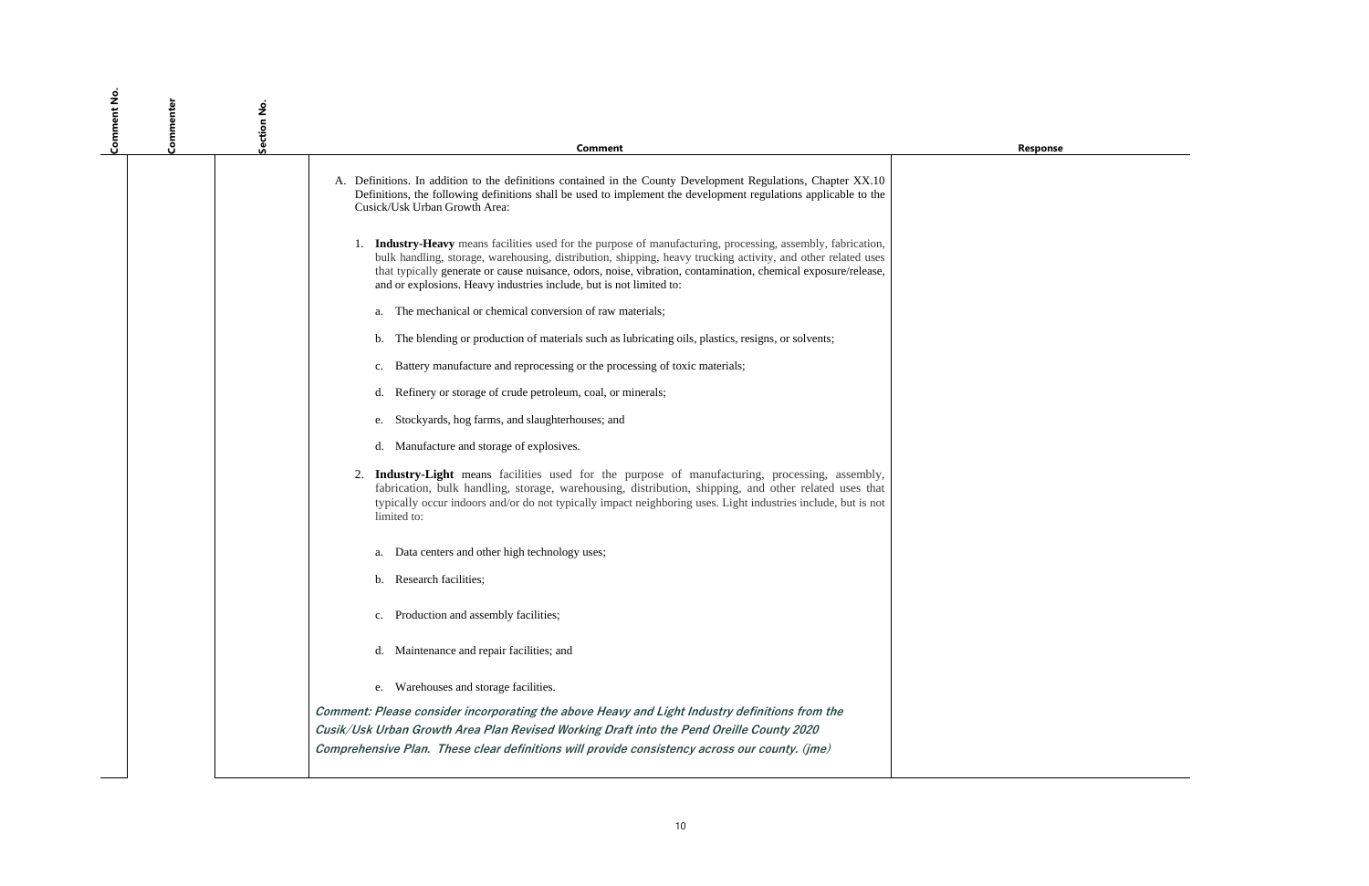| Comment No. | Commenter | Section No. | Comment | Response |
|---|---|---|---|---|
| | | | A. Definitions. In addition to the definitions contained in the County Development Regulations, Chapter XX.10 Definitions, the following definitions shall be used to implement the development regulations applicable to the Cusick/Usk Urban Growth Area:<br><br>1. **Industry-Heavy** means facilities used for the purpose of manufacturing, processing, assembly, fabrication, bulk handling, storage, warehousing, distribution, shipping, heavy trucking activity, and other related uses that typically generate or cause nuisance, odors, noise, vibration, contamination, chemical exposure/release, and or explosions. Heavy industries include, but is not limited to:<br><br>a. The mechanical or chemical conversion of raw materials;<br><br>b. The blending or production of materials such as lubricating oils, plastics, resigns, or solvents;<br><br>c. Battery manufacture and reprocessing or the processing of toxic materials;<br><br>d. Refinery or storage of crude petroleum, coal, or minerals;<br><br>e. Stockyards, hog farms, and slaughterhouses; and<br><br>d. Manufacture and storage of explosives.<br><br>2. **Industry-Light** means facilities used for the purpose of manufacturing, processing, assembly, fabrication, bulk handling, storage, warehousing, distribution, shipping, and other related uses that typically occur indoors and/or do not typically impact neighboring uses. Light industries include, but is not limited to:<br><br>a. Data centers and other high technology uses;<br><br>b. Research facilities;<br><br>c. Production and assembly facilities;<br><br>d. Maintenance and repair facilities; and<br><br>e. Warehouses and storage facilities.<br><br>***Comment: Please consider incorporating the above Heavy and Light Industry definitions from the Cusik/Usk Urban Growth Area Plan Revised Working Draft into the Pend Oreille County 2020 Comprehensive Plan. These clear definitions will provide consistency across our county. (jme)*** | |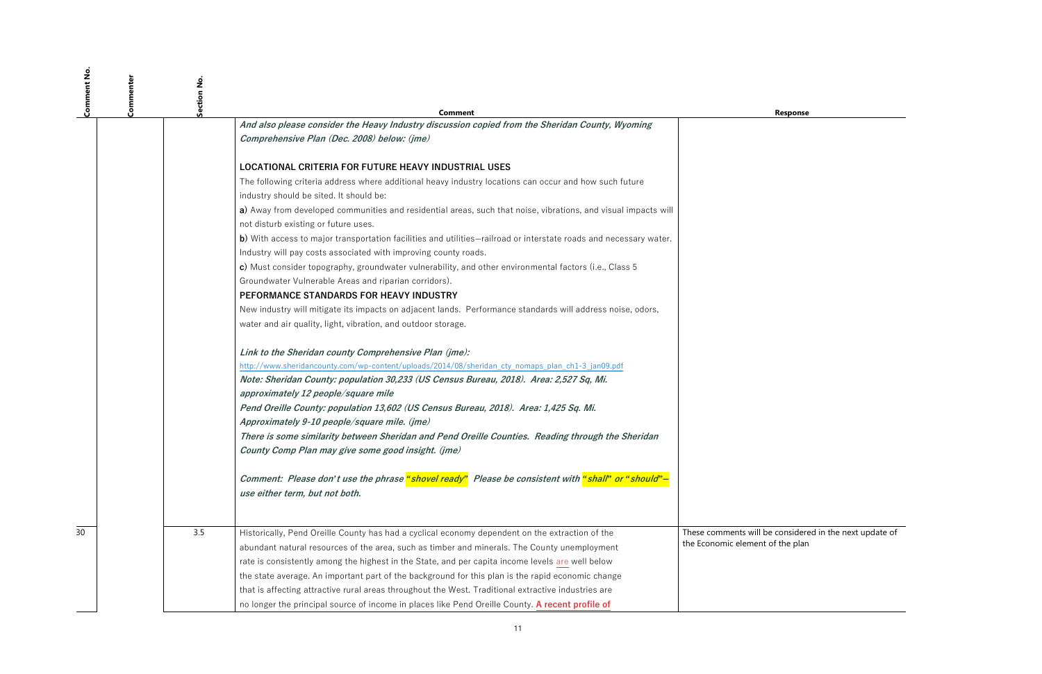| Comment No. | Commenter | Section No. | Comment | Response |
|---|---|---|---|---|
| | | | ***And also please consider the Heavy Industry discussion copied from the Sheridan County, Wyoming Comprehensive Plan (Dec. 2008) below: (jme)***<br><br>**LOCATIONAL CRITERIA FOR FUTURE HEAVY INDUSTRIAL USES**<br>The following criteria address where additional heavy industry locations can occur and how such future industry should be sited. It should be:<br>**a)** Away from developed communities and residential areas, such that noise, vibrations, and visual impacts will not disturb existing or future uses.<br>**b)** With access to major transportation facilities and utilities—railroad or interstate roads and necessary water. Industry will pay costs associated with improving county roads.<br>**c)** Must consider topography, groundwater vulnerability, and other environmental factors (i.e., Class 5 Groundwater Vulnerable Areas and riparian corridors).<br>**PEFORMANCE STANDARDS FOR HEAVY INDUSTRY**<br>New industry will mitigate its impacts on adjacent lands. Performance standards will address noise, odors, water and air quality, light, vibration, and outdoor storage.<br><br>***Link to the Sheridan county Comprehensive Plan (jme):***<br>http://www.sheridancounty.com/wp-content/uploads/2014/08/sheridan_cty_nomaps_plan_ch1-3_jan09.pdf<br>***Note: Sheridan County: population 30,233 (US Census Bureau, 2018). Area: 2,527 Sq, Mi. approximately 12 people/square mile***<br>***Pend Oreille County: population 13,602 (US Census Bureau, 2018). Area: 1,425 Sq. Mi. Approximately 9-10 people/square mile. (jme)***<br>***There is some similarity between Sheridan and Pend Oreille Counties. Reading through the Sheridan County Comp Plan may give some good insight. (jme)***<br><br>***Comment: Please don't use the phrase "shovel ready" Please be consistent with "shall" or "should"—use either term, but not both.*** | |
| 30 | | 3.5 | Historically, Pend Oreille County has had a cyclical economy dependent on the extraction of the abundant natural resources of the area, such as timber and minerals. The County unemployment rate is consistently among the highest in the State, and per capita income levels are well below the state average. An important part of the background for this plan is the rapid economic change that is affecting attractive rural areas throughout the West. Traditional extractive industries are no longer the principal source of income in places like Pend Oreille County. **A recent profile of** | These comments will be considered in the next update of the Economic element of the plan |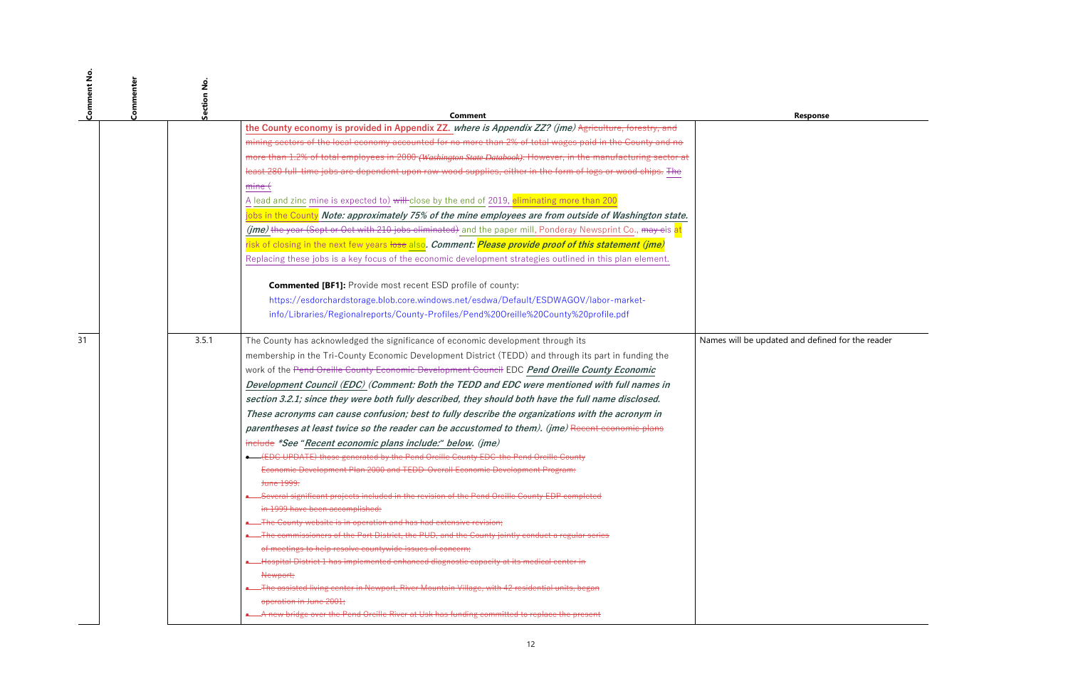| Comment No. | Commenter | Section No. | Comment | Response |
|---|---|---|---|---|
| | | | the County economy is provided in Appendix ZZ. ***where is Appendix ZZ? (jme)*** ~~Agriculture, forestry, and mining sectors of the local economy accounted for no more than 2% of total wages paid in the County and no more than 1.2% of total employees in 2000 (Washington State Databook). However, in the manufacturing sector at least 280 full-time jobs are dependent upon raw wood supplies, either in the form of logs or wood chips. The mine (~~ A lead and zinc mine is expected to) ~~will~~ close by the end of 2019, eliminating more than 200 jobs in the County ***Note: approximately 75% of the mine employees are from outside of Washington state. (jme)*** ~~the year (Sept or Oct with 210 jobs eliminated)~~ and the paper mill, Ponderay Newsprint Co., ~~may~~ is at risk of closing in the next few years ~~lose~~ also. ***Comment: Please provide proof of this statement (jme)*** Replacing these jobs is a key focus of the economic development strategies outlined in this plan element.<br><br>**Commented [BF1]:** Provide most recent ESD profile of county: https://esdorchardstorage.blob.core.windows.net/esdwa/Default/ESDWAGOV/labor-market-info/Libraries/Regionalreports/County-Profiles/Pend%20Oreille%20County%20profile.pdf | |
| 31 | | 3.5.1 | The County has acknowledged the significance of economic development through its membership in the Tri-County Economic Development District (TEDD) and through its part in funding the work of the ~~Pend Oreille County Economic Development Council~~ EDC ***Pend Oreille County Economic Development Council (EDC) (Comment: Both the TEDD and EDC were mentioned with full names in section 3.2.1; since they were both fully described, they should both have the full name disclosed. These acronyms can cause confusion; best to fully describe the organizations with the acronym in parentheses at least twice so the reader can be accustomed to them). (jme)*** ~~Recent economic plans include~~ ***\*See "Recent economic plans include:" below. (jme)***<br>• ~~(EDC UPDATE) those generated by the Pend Oreille County EDC–the Pend Oreille County Economic Development Plan 2000 and TEDD–Overall Economic Development Program: June 1999.~~<br>• ~~Several significant projects included in the revision of the Pend Oreille County EDP completed in 1999 have been accomplished:~~<br>• ~~The County website is in operation and has had extensive revision;~~<br>• ~~The commissioners of the Port District, the PUD, and the County jointly conduct a regular series of meetings to help resolve countywide issues of concern;~~<br>• ~~Hospital District 1 has implemented enhanced diagnostic capacity at its medical center in Newport;~~<br>• ~~The assisted living center in Newport, River Mountain Village, with 42 residential units, began operation in June 2001;~~<br>• ~~A new bridge over the Pend Oreille River at Usk has funding committed to replace the present~~ | Names will be updated and defined for the reader |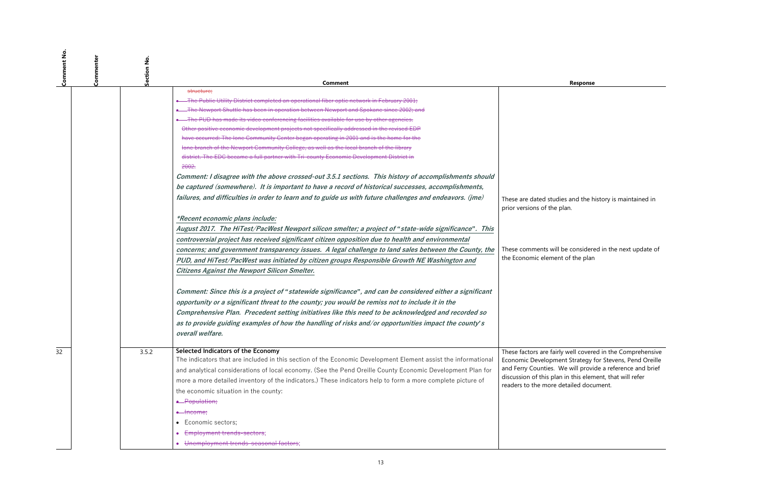| Comment No. | Commenter | Section No. | Comment | Response |
|---|---|---|---|---|
| | | | ~~structure;~~<br>~~• The Public Utility District completed an operational fiber optic network in February 2001;~~<br>~~• The Newport Shuttle has been in operation between Newport and Spokane since 2002; and~~<br>~~• The PUD has made its video conferencing facilities available for use by other agencies.~~<br>~~Other positive economic development projects not specifically addressed in the revised EDP have occurred: The Ione Community Center began operating in 2001 and is the home for the Ione branch of the Newport Community College, as well as the local branch of the library district. The EDC became a full partner with Tri-county Economic Development District in 2002.~~<br><br>***Comment: I disagree with the above crossed-out 3.5.1 sections. This history of accomplishments should be captured (somewhere). It is important to have a record of historical successes, accomplishments, failures, and difficulties in order to learn and to guide us with future challenges and endeavors. (jme)***<br><br>***<u>*Recent economic plans include:</u>***<br>***<u>August 2017. The HiTest/PacWest Newport silicon smelter; a project of "state-wide significance". This controversial project has received significant citizen opposition due to health and environmental concerns; and government transparency issues. A legal challenge to land sales between the County, the PUD, and HiTest/PacWest was initiated by citizen groups Responsible Growth NE Washington and Citizens Against the Newport Silicon Smelter.</u>***<br><br>***Comment: Since this is a project of "statewide significance", and can be considered either a significant opportunity or a significant threat to the county; you would be remiss not to include it in the Comprehensive Plan. Precedent setting initiatives like this need to be acknowledged and recorded so as to provide guiding examples of how the handling of risks and/or opportunities impact the county's overall welfare.*** | These are dated studies and the history is maintained in prior versions of the plan.<br><br>These comments will be considered in the next update of the Economic element of the plan |
| 32 | | 3.5.2 | **Selected Indicators of the Economy**<br>The indicators that are included in this section of the Economic Development Element assist the informational and analytical considerations of local economy. (See the Pend Oreille County Economic Development Plan for more a more detailed inventory of the indicators.) These indicators help to form a more complete picture of the economic situation in the county:<br>~~• Population;~~<br>~~• Income;~~<br>• Economic sectors;<br>• ~~Employment trends-sectors;~~<br>• ~~Unemployment trends-seasonal factors;~~ | These factors are fairly well covered in the Comprehensive Economic Development Strategy for Stevens, Pend Oreille and Ferry Counties. We will provide a reference and brief discussion of this plan in this element, that will refer readers to the more detailed document. |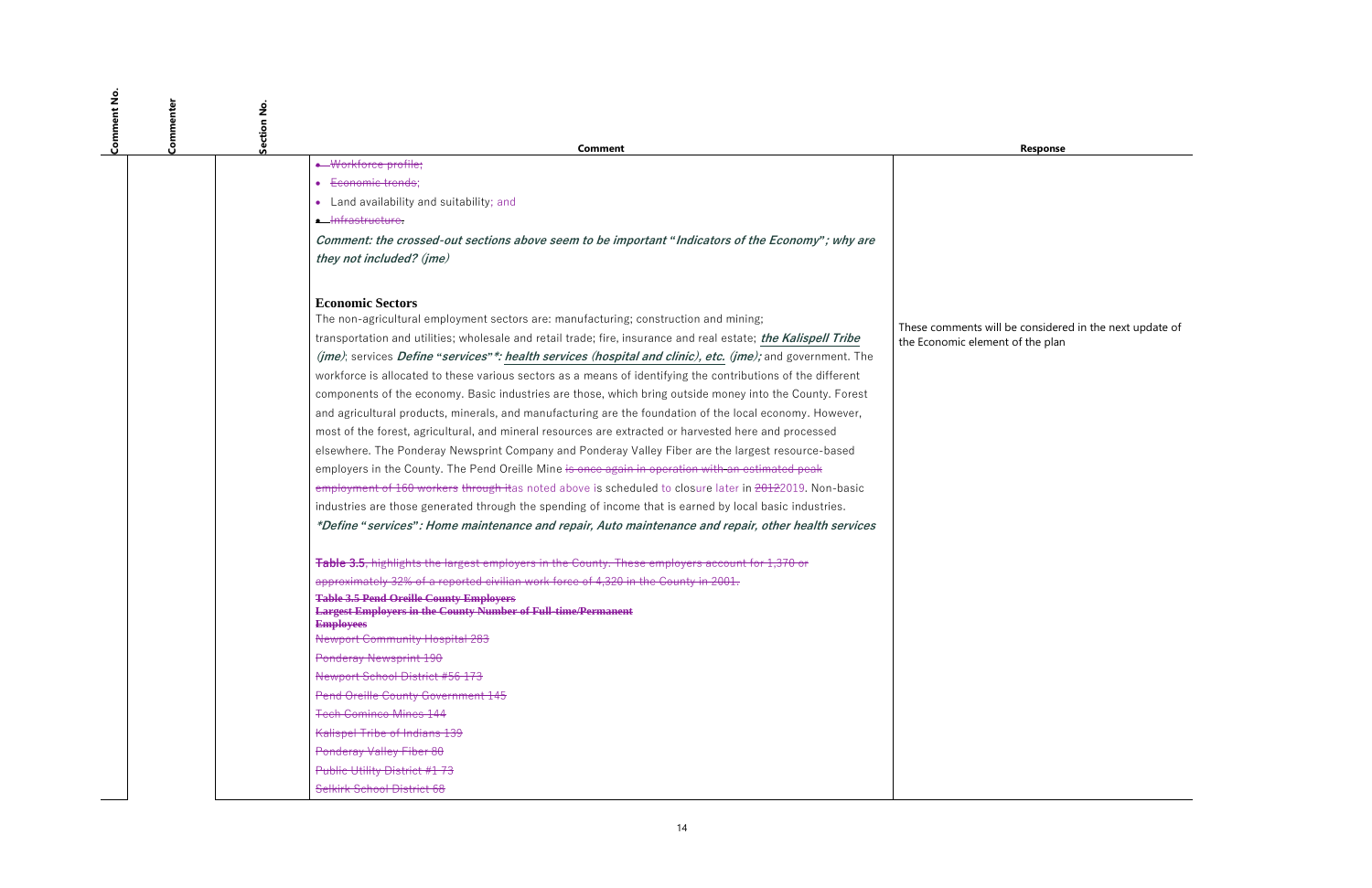| Comment No. | Commenter | Section No. | Comment | Response |
|---|---|---|---|---|
| | | | • ~~Workforce profile;~~<br>• ~~Economic trends~~;<br>• Land availability and suitability; and<br>• ~~Infrastructure.~~<br><br>***Comment: the crossed-out sections above seem to be important "Indicators of the Economy"; why are they not included? (jme)***<br><br>**Economic Sectors**<br>The non-agricultural employment sectors are: manufacturing; construction and mining; transportation and utilities; wholesale and retail trade; fire, insurance and real estate; ***the Kalispell Tribe (jme)***; services ***Define "services"\*: health services (hospital and clinic), etc. (jme);*** and government. The workforce is allocated to these various sectors as a means of identifying the contributions of the different components of the economy. Basic industries are those, which bring outside money into the County. Forest and agricultural products, minerals, and manufacturing are the foundation of the local economy. However, most of the forest, agricultural, and mineral resources are extracted or harvested here and processed elsewhere. The Ponderay Newsprint Company and Ponderay Valley Fiber are the largest resource-based employers in the County. The Pend Oreille Mine ~~is once again in operation with an estimated peak employment of 160 workers through it~~as noted above is scheduled to closure later in ~~20122~~2019. Non-basic industries are those generated through the spending of income that is earned by local basic industries.<br>***\*Define "services": Home maintenance and repair, Auto maintenance and repair, other health services***<br><br>~~**Table 3.5**, highlights the largest employers in the County. These employers account for 1,370 or approximately 32% of a reported civilian work force of 4,320 in the County in 2001.~~<br>~~**Table 3.5 Pend Oreille County Employers**~~<br>~~**Largest Employers in the County Number of Full-time/Permanent Employees**~~<br>~~Newport Community Hospital 283~~<br>~~Ponderay Newsprint 190~~<br>~~Newport School District #56 173~~<br>~~Pend Oreille County Government 145~~<br>~~Teck Cominco Mines 144~~<br>~~Kalispel Tribe of Indians 139~~<br>~~Ponderay Valley Fiber 80~~<br>~~Public Utility District #1 73~~<br>~~Selkirk School District 68~~ | These comments will be considered in the next update of the Economic element of the plan |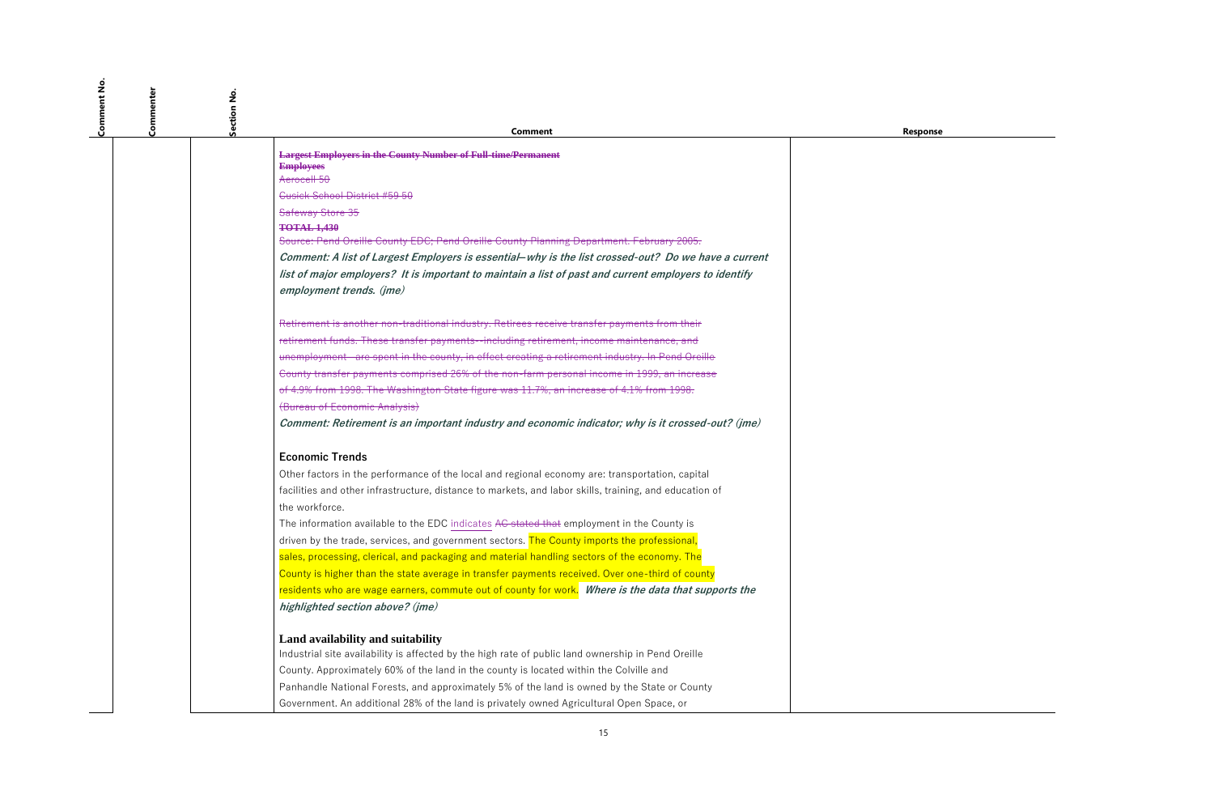| Comment No. | Commenter | Section No. | Comment | Response |
|---|---|---|---|---|
| | | | ~~**Largest Employers in the County Number of Full-time/Permanent Employees**~~<br>~~Aerocell 50~~<br>~~Cusick School District #59 50~~<br>~~Safeway Store 35~~<br>~~**TOTAL 1,430**~~<br>~~Source: Pend Oreille County EDC; Pend Oreille County Planning Department. February 2005.~~<br>***Comment: A list of Largest Employers is essential—why is the list crossed-out? Do we have a current list of major employers? It is important to maintain a list of past and current employers to identify employment trends. (jme)***<br><br>~~Retirement is another non-traditional industry. Retirees receive transfer payments from their retirement funds. These transfer payments--including retirement, income maintenance, and unemployment - are spent in the county, in effect creating a retirement industry. In Pend Oreille County transfer payments comprised 26% of the non-farm personal income in 1999, an increase of 4.9% from 1998. The Washington State figure was 11.7%, an increase of 4.1% from 1998. (Bureau of Economic Analysis)~~<br>***Comment: Retirement is an important industry and economic indicator; why is it crossed-out? (jme)***<br><br>**Economic Trends**<br>Other factors in the performance of the local and regional economy are: transportation, capital facilities and other infrastructure, distance to markets, and labor skills, training, and education of the workforce.<br>The information available to the EDC indicates ~~AC stated that~~ employment in the County is driven by the trade, services, and government sectors. The County imports the professional, sales, processing, clerical, and packaging and material handling sectors of the economy. The County is higher than the state average in transfer payments received. Over one-third of county residents who are wage earners, commute out of county for work. ***Where is the data that supports the highlighted section above? (jme)***<br><br>**Land availability and suitability**<br>Industrial site availability is affected by the high rate of public land ownership in Pend Oreille County. Approximately 60% of the land in the county is located within the Colville and Panhandle National Forests, and approximately 5% of the land is owned by the State or County Government. An additional 28% of the land is privately owned Agricultural Open Space, or | |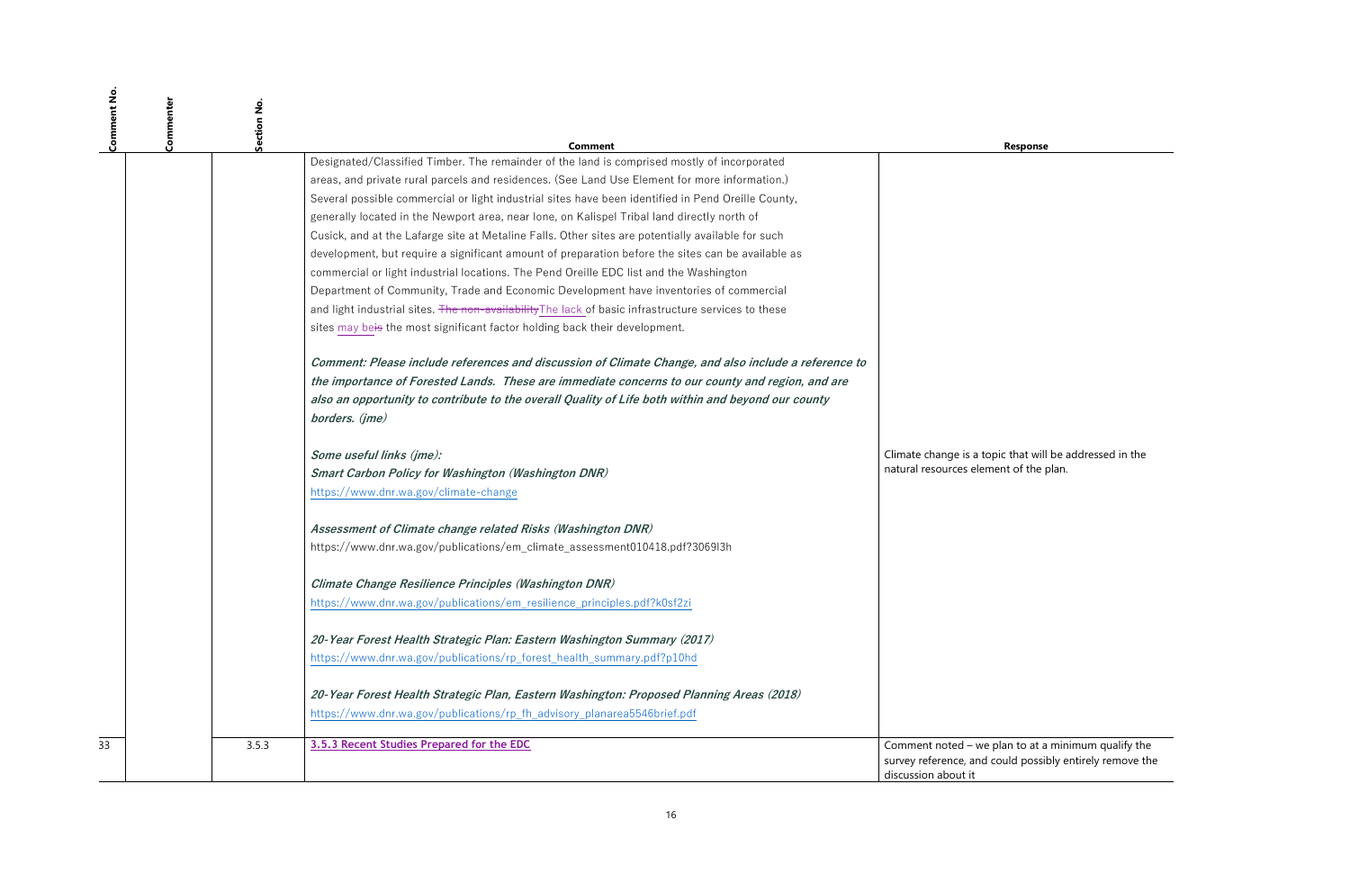| Comment No. | Commenter | Section No. | Comment | Response |
|---|---|---|---|---|
| | | | Designated/Classified Timber. The remainder of the land is comprised mostly of incorporated areas, and private rural parcels and residences. (See Land Use Element for more information.) Several possible commercial or light industrial sites have been identified in Pend Oreille County, generally located in the Newport area, near Ione, on Kalispel Tribal land directly north of Cusick, and at the Lafarge site at Metaline Falls. Other sites are potentially available for such development, but require a significant amount of preparation before the sites can be available as commercial or light industrial locations. The Pend Oreille EDC list and the Washington Department of Community, Trade and Economic Development have inventories of commercial and light industrial sites. ~~The non-availability~~The lack of basic infrastructure services to these sites may be~~is~~ the most significant factor holding back their development.<br><br>***Comment: Please include references and discussion of Climate Change, and also include a reference to the importance of Forested Lands. These are immediate concerns to our county and region, and are also an opportunity to contribute to the overall Quality of Life both within and beyond our county borders. (jme)***<br><br>***Some useful links (jme):***<br>***Smart Carbon Policy for Washington (Washington DNR)***<br>https://www.dnr.wa.gov/climate-change<br><br>***Assessment of Climate change related Risks (Washington DNR)***<br>https://www.dnr.wa.gov/publications/em_climate_assessment010418.pdf?3069l3h<br><br>***Climate Change Resilience Principles (Washington DNR)***<br>https://www.dnr.wa.gov/publications/em_resilience_principles.pdf?k0sf2zi<br><br>***20-Year Forest Health Strategic Plan: Eastern Washington Summary (2017)***<br>https://www.dnr.wa.gov/publications/rp_forest_health_summary.pdf?p10hd<br><br>***20-Year Forest Health Strategic Plan, Eastern Washington: Proposed Planning Areas (2018)***<br>https://www.dnr.wa.gov/publications/rp_fh_advisory_planarea5546brief.pdf | Climate change is a topic that will be addressed in the natural resources element of the plan. |
| 33 | | 3.5.3 | **3.5.3 Recent Studies Prepared for the EDC** | Comment noted – we plan to at a minimum qualify the survey reference, and could possibly entirely remove the discussion about it |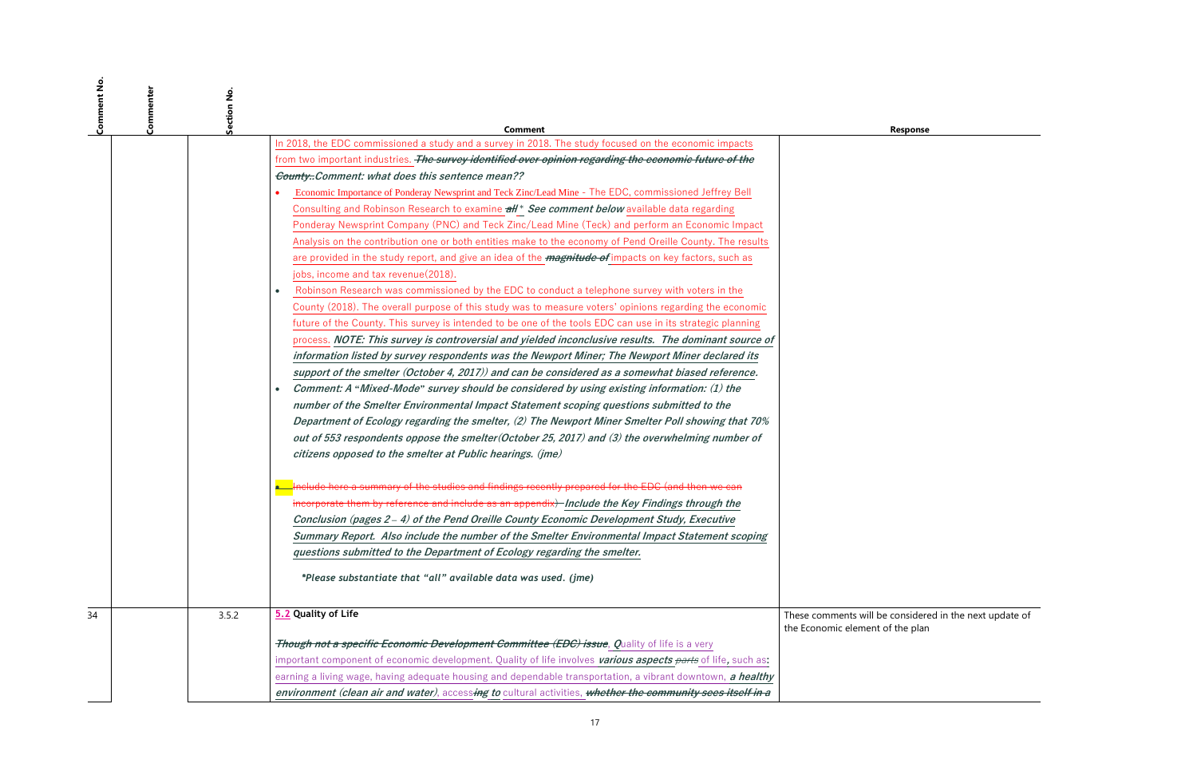| Comment No. | Commenter | Section No. | Comment | Response |
|---|---|---|---|---|
| | | | In 2018, the EDC commissioned a study and a survey in 2018. The study focused on the economic impacts from two important industries. ~~***The survey identified over opinion regarding the economic future of the County.***~~ ***Comment: what does this sentence mean??*** <br>• Economic Importance of Ponderay Newsprint and Teck Zinc/Lead Mine - The EDC, commissioned Jeffrey Bell Consulting and Robinson Research to examine ~~***all***~~* ***See comment below*** available data regarding Ponderay Newsprint Company (PNC) and Teck Zinc/Lead Mine (Teck) and perform an Economic Impact Analysis on the contribution one or both entities make to the economy of Pend Oreille County. The results are provided in the study report, and give an idea of the ~~***magnitude of***~~ impacts on key factors, such as jobs, income and tax revenue(2018). <br>• Robinson Research was commissioned by the EDC to conduct a telephone survey with voters in the County (2018). The overall purpose of this study was to measure voters' opinions regarding the economic future of the County. This survey is intended to be one of the tools EDC can use in its strategic planning process. ***NOTE: This survey is controversial and yielded inconclusive results. The dominant source of information listed by survey respondents was the Newport Miner; The Newport Miner declared its support of the smelter (October 4, 2017)) and can be considered as a somewhat biased reference.*** <br>• ***Comment: A "Mixed-Mode" survey should be considered by using existing information: (1) the number of the Smelter Environmental Impact Statement scoping questions submitted to the Department of Ecology regarding the smelter, (2) The Newport Miner Smelter Poll showing that 70% out of 553 respondents oppose the smelter(October 25, 2017) and (3) the overwhelming number of citizens opposed to the smelter at Public hearings. (jme)*** <br><br>• ~~Include here a summary of the studies and findings recently prepared for the EDC (and then we can incorporate them by reference and include as an appendix)~~ ***Include the Key Findings through the Conclusion (pages 2 – 4) of the Pend Oreille County Economic Development Study, Executive Summary Report. Also include the number of the Smelter Environmental Impact Statement scoping questions submitted to the Department of Ecology regarding the smelter.*** <br><br>****Please substantiate that "all" available data was used. (jme)*** | |
| 34 | | 3.5.2 | **5.2 Quality of Life** <br><br>~~***Though not a specific Economic Development Committee (EDC) issue***~~, ***Q***uality of life is a very important component of economic development. Quality of life involves ***various aspects*** ~~*parts*~~ of life**,** such as**:** earning a living wage, having adequate housing and dependable transportation, a vibrant downtown, ***a healthy environment (clean air and water)***, access~~***ing***~~ ***to*** cultural activities, ~~***whether the community sees itself in a***~~ | These comments will be considered in the next update of the Economic element of the plan |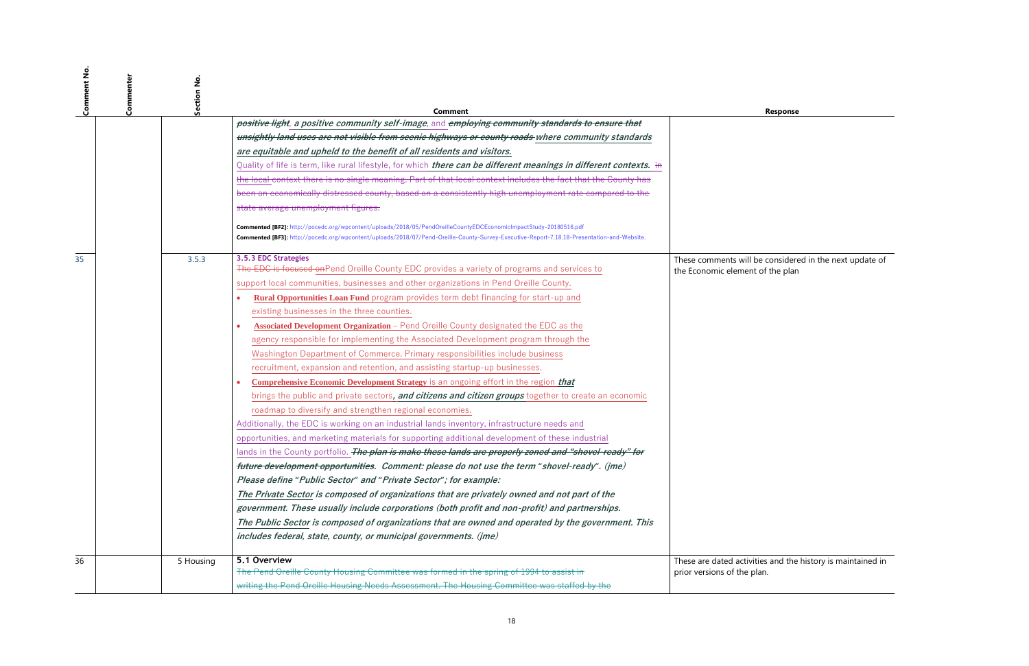| Comment No. | Commenter | Section No. | Comment | Response |
|---|---|---|---|---|
| | | | ~~positive light~~, ***a positive community self-image***, and ~~***employing community standards to ensure that unsightly land uses are not visible from scenic highways or county roads***~~ ***where community standards are equitable and upheld to the benefit of all residents and visitors.***<br>Quality of life is term, like rural lifestyle, for which ***there can be different meanings in different contexts.*** ~~in the local context there is no single meaning. Part of that local context includes the fact that the County has been an economically distressed county, based on a consistently high unemployment rate compared to the state average unemployment figures.~~<br>**Commented [BF2]:** http://pocedc.org/wpcontent/uploads/2018/05/PendOreilleCountyEDCEconomicImpactStudy-20180516.pdf<br>**Commented [BF3]:** http://pocedc.org/wpcontent/uploads/2018/07/Pend-Oreille-County-Survey-Executive-Report-7.18.18-Presentation-and-Website. | |
| 35 | | 3.5.3 | **3.5.3 EDC Strategies**<br>~~The EDC is focused on~~Pend Oreille County EDC provides a variety of programs and services to support local communities, businesses and other organizations in Pend Oreille County.<br>• **Rural Opportunities Loan Fund** program provides term debt financing for start-up and existing businesses in the three counties.<br>• **Associated Development Organization** – Pend Oreille County designated the EDC as the agency responsible for implementing the Associated Development program through the Washington Department of Commerce. Primary responsibilities include business recruitment, expansion and retention, and assisting startup-up businesses.<br>• **Comprehensive Economic Development Strategy** is an ongoing effort in the region ***that*** brings the public and private sectors***, and citizens and citizen groups*** together to create an economic roadmap to diversify and strengthen regional economies.<br>Additionally, the EDC is working on an industrial lands inventory, infrastructure needs and opportunities, and marketing materials for supporting additional development of these industrial lands in the County portfolio. ~~***The plan is make these lands are properly zoned and "shovel-ready" for future development opportunities***~~. ***Comment: please do not use the term "shovel-ready". (jme)***<br>***Please define "Public Sector" and "Private Sector"; for example:***<br>***The Private Sector is composed of organizations that are privately owned and not part of the government. These usually include corporations (both profit and non-profit) and partnerships.***<br>***The Public Sector is composed of organizations that are owned and operated by the government. This includes federal, state, county, or municipal governments. (jme)*** | These comments will be considered in the next update of the Economic element of the plan |
| 36 | | 5 Housing | **5.1 Overview**<br>~~The Pend Oreille County Housing Committee was formed in the spring of 1994 to assist in writing the Pend Oreille Housing Needs Assessment. The Housing Committee was staffed by the~~ | These are dated activities and the history is maintained in prior versions of the plan. |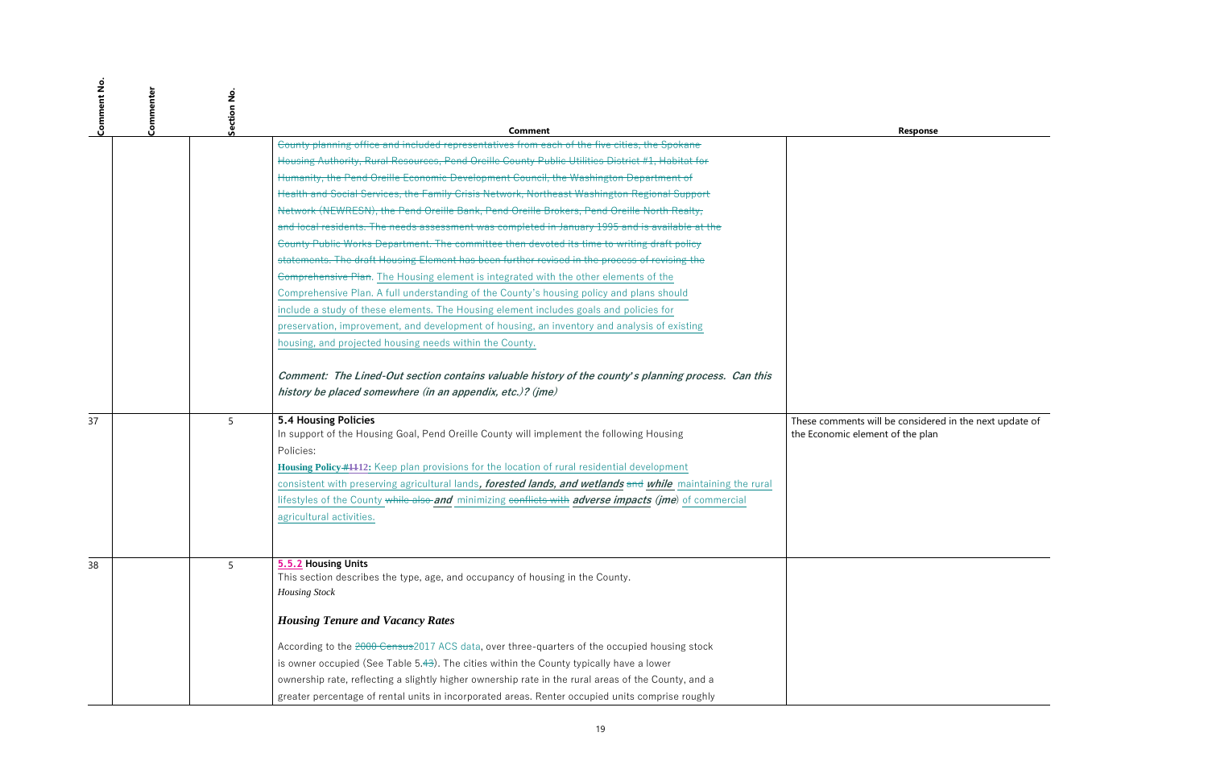| Comment No. | Commenter | Section No. | Comment | Response |
|---|---|---|---|---|
| | | | ~~County planning office and included representatives from each of the five cities, the Spokane Housing Authority, Rural Resources, Pend Oreille County Public Utilities District #1, Habitat for Humanity, the Pend Oreille Economic Development Council, the Washington Department of Health and Social Services, the Family Crisis Network, Northeast Washington Regional Support Network (NEWRESN), the Pend Oreille Bank, Pend Oreille Brokers, Pend Oreille North Realty, and local residents. The needs assessment was completed in January 1995 and is available at the County Public Works Department. The committee then devoted its time to writing draft policy statements. The draft Housing Element has been further revised in the process of revising the Comprehensive Plan.~~ The Housing element is integrated with the other elements of the Comprehensive Plan. A full understanding of the County's housing policy and plans should include a study of these elements. The Housing element includes goals and policies for preservation, improvement, and development of housing, an inventory and analysis of existing housing, and projected housing needs within the County.<br><br>***Comment: The Lined-Out section contains valuable history of the county's planning process. Can this history be placed somewhere (in an appendix, etc.)? (jme)*** | |
| 37 | | 5 | **5.4 Housing Policies**<br>In support of the Housing Goal, Pend Oreille County will implement the following Housing Policies:<br>**Housing Policy ~~#11~~12:** Keep plan provisions for the location of rural residential development consistent with preserving agricultural lands***, forested lands, and wetlands*** ~~and~~ ***while*** maintaining the rural lifestyles of the County ~~while also~~ ***and*** minimizing ~~conflicts with~~ ***adverse impacts*** *(**jme**)* of commercial agricultural activities. | These comments will be considered in the next update of the Economic element of the plan |
| 38 | | 5 | **5.5.2 Housing Units**<br>This section describes the type, age, and occupancy of housing in the County.<br>*Housing Stock*<br><br>***Housing Tenure and Vacancy Rates***<br><br>According to the ~~2000 Census~~2017 ACS data, over three-quarters of the occupied housing stock is owner occupied (See Table 5.~~4~~3). The cities within the County typically have a lower ownership rate, reflecting a slightly higher ownership rate in the rural areas of the County, and a greater percentage of rental units in incorporated areas. Renter occupied units comprise roughly | |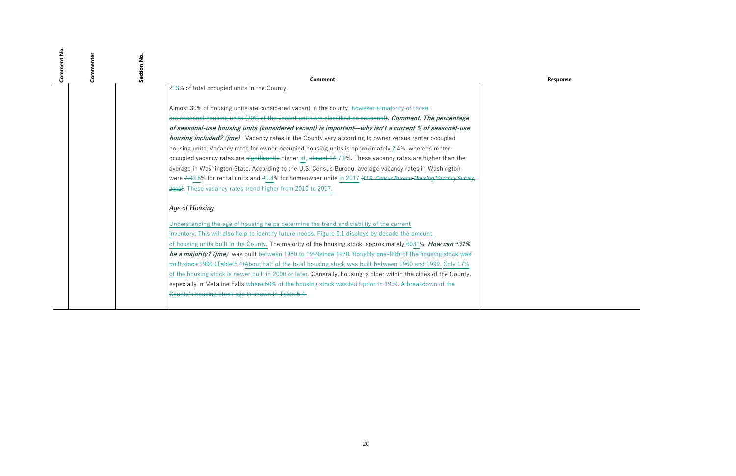| Comment No. | Commenter | Section No. | Comment | Response |
|---|---|---|---|---|
| | | | 2~~2~~3% of total occupied units in the County.<br><br>Almost 30% of housing units are considered vacant in the county, ~~however a majority of those are seasonal housing units (70% of the vacant units are classified as seasonal)~~. ***Comment: The percentage of seasonal-use housing units (considered vacant) is important—why isn't a current % of seasonal-use housing included? (jme)*** Vacancy rates in the County vary according to owner versus renter occupied housing units. Vacancy rates for owner-occupied housing units is approximately 2.4%, whereas renter-occupied vacancy rates are ~~significantly~~ higher at, ~~almost 14~~ 7.9%. These vacancy rates are higher than the average in Washington State. According to the U.S. Census Bureau, average vacancy rates in Washington were ~~7.9~~3.8% for rental units and ~~2~~1.4% for homeowner units in 2017 ~~(U.S. Census Bureau-Housing Vacancy Survey, 2002)~~. These vacancy rates trend higher from 2010 to 2017.<br><br>*Age of Housing*<br><br>Understanding the age of housing helps determine the trend and viability of the current inventory. This will also help to identify future needs. Figure 5.1 displays by decade the amount of housing units built in the County. The majority of the housing stock, approximately ~~60~~31%, ***How can "31% be a majority? (jme)*** was built between 1980 to 1999~~since 1970. Roughly one-fifth of the housing stock was built since 1990 (Table 5.4)~~About half of the total housing stock was built between 1960 and 1999. Only 17% of the housing stock is newer built in 2000 or later. Generally, housing is older within the cities of the County, especially in Metaline Falls ~~where 60% of the housing stock was built~~ prior to 1939. ~~A breakdown of the County's housing stock age is shown in Table 5.4.~~ | |